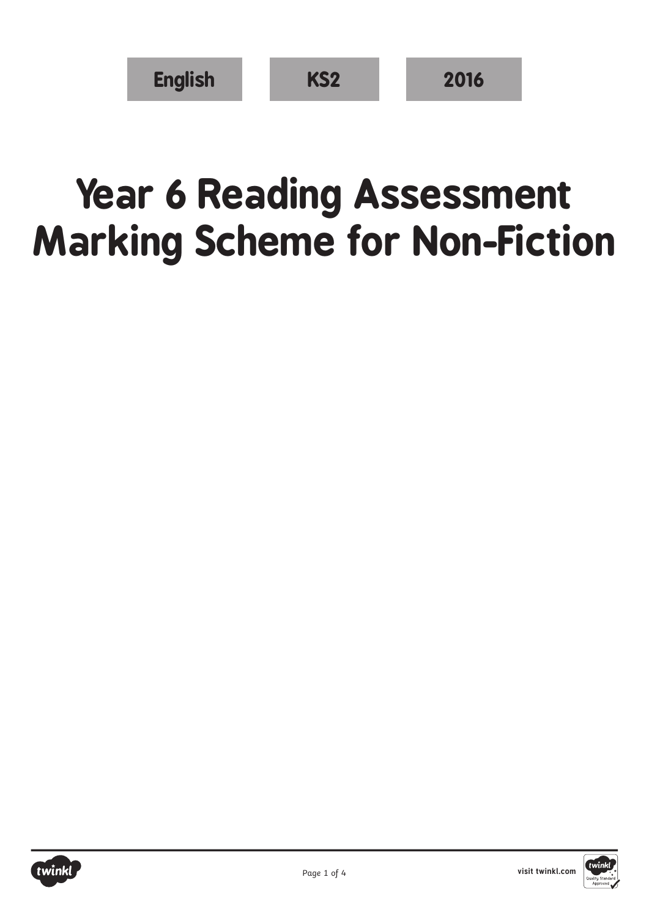English | KS2 | 2016

# Year 6 Reading Assessment Marking Scheme for Non-Fiction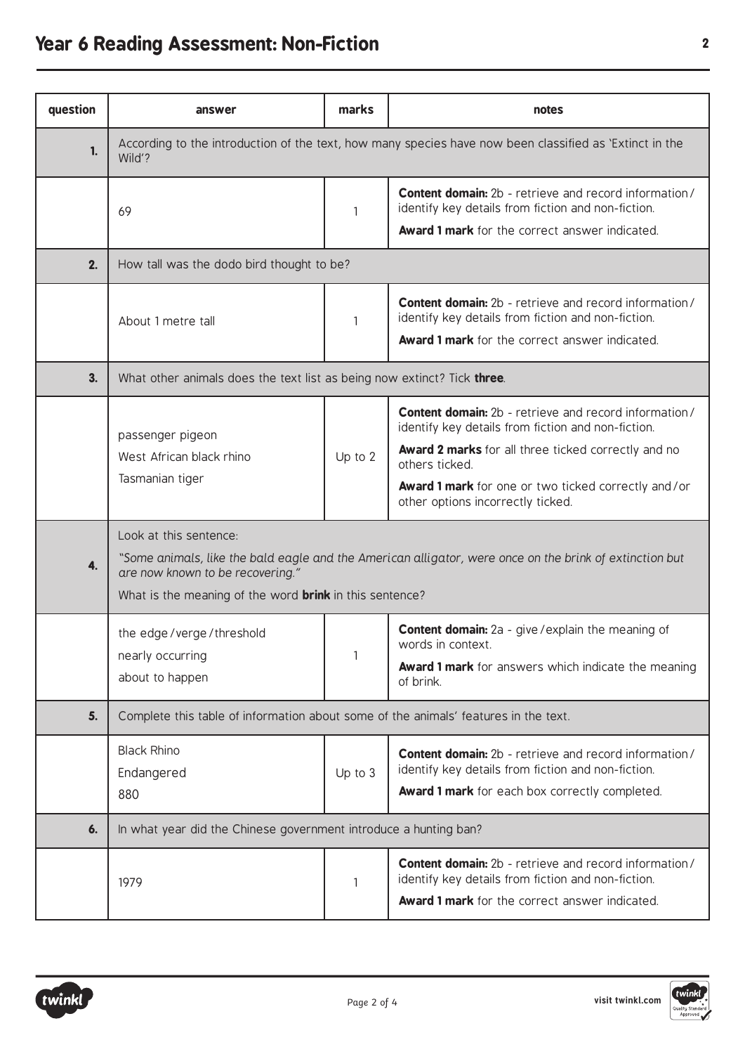# Year 6 Reading Assessment: Non-Fiction

| question | answer | marks | notes |
|---|---|---|---|
| **1.** | According to the introduction of the text, how many species have now been classified as 'Extinct in the Wild'? | | |
| | 69 | 1 | **Content domain:** 2b - retrieve and record information / identify key details from fiction and non-fiction.<br>**Award 1 mark** for the correct answer indicated. |
| **2.** | How tall was the dodo bird thought to be? | | |
| | About 1 metre tall | 1 | **Content domain:** 2b - retrieve and record information / identify key details from fiction and non-fiction.<br>**Award 1 mark** for the correct answer indicated. |
| **3.** | What other animals does the text list as being now extinct? Tick **three**. | | |
| | passenger pigeon<br>West African black rhino<br>Tasmanian tiger | Up to 2 | **Content domain:** 2b - retrieve and record information / identify key details from fiction and non-fiction.<br>**Award 2 marks** for all three ticked correctly and no others ticked.<br>**Award 1 mark** for one or two ticked correctly and / or other options incorrectly ticked. |
| **4.** | Look at this sentence:<br>*"Some animals, like the bald eagle and the American alligator, were once on the brink of extinction but are now known to be recovering."*<br>What is the meaning of the word **brink** in this sentence? | | |
| | the edge / verge / threshold<br>nearly occurring<br>about to happen | 1 | **Content domain:** 2a - give / explain the meaning of words in context.<br>**Award 1 mark** for answers which indicate the meaning of brink. |
| **5.** | Complete this table of information about some of the animals' features in the text. | | |
| | Black Rhino<br>Endangered<br>880 | Up to 3 | **Content domain:** 2b - retrieve and record information / identify key details from fiction and non-fiction.<br>**Award 1 mark** for each box correctly completed. |
| **6.** | In what year did the Chinese government introduce a hunting ban? | | |
| | 1979 | 1 | **Content domain:** 2b - retrieve and record information / identify key details from fiction and non-fiction.<br>**Award 1 mark** for the correct answer indicated. |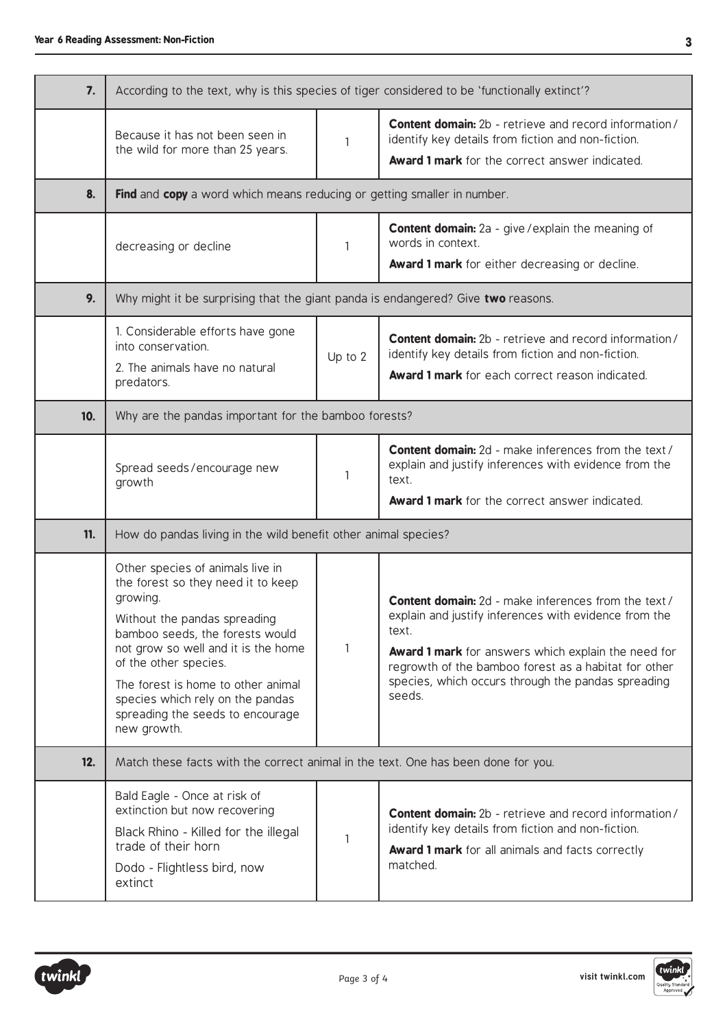| | | | |
|---|---|---|---|
| **7.** | According to the text, why is this species of tiger considered to be 'functionally extinct'? | | |
| | Because it has not been seen in the wild for more than 25 years. | 1 | **Content domain:** 2b - retrieve and record information / identify key details from fiction and non-fiction.<br>**Award 1 mark** for the correct answer indicated. |
| **8.** | **Find** and **copy** a word which means reducing or getting smaller in number. | | |
| | decreasing or decline | 1 | **Content domain:** 2a - give / explain the meaning of words in context.<br>**Award 1 mark** for either decreasing or decline. |
| **9.** | Why might it be surprising that the giant panda is endangered? Give **two** reasons. | | |
| | 1. Considerable efforts have gone into conservation.<br>2. The animals have no natural predators. | Up to 2 | **Content domain:** 2b - retrieve and record information / identify key details from fiction and non-fiction.<br>**Award 1 mark** for each correct reason indicated. |
| **10.** | Why are the pandas important for the bamboo forests? | | |
| | Spread seeds / encourage new growth | 1 | **Content domain:** 2d - make inferences from the text / explain and justify inferences with evidence from the text.<br>**Award 1 mark** for the correct answer indicated. |
| **11.** | How do pandas living in the wild benefit other animal species? | | |
| | Other species of animals live in the forest so they need it to keep growing.<br>Without the pandas spreading bamboo seeds, the forests would not grow so well and it is the home of the other species.<br>The forest is home to other animal species which rely on the pandas spreading the seeds to encourage new growth. | 1 | **Content domain:** 2d - make inferences from the text / explain and justify inferences with evidence from the text.<br>**Award 1 mark** for answers which explain the need for regrowth of the bamboo forest as a habitat for other species, which occurs through the pandas spreading seeds. |
| **12.** | Match these facts with the correct animal in the text. One has been done for you. | | |
| | Bald Eagle - Once at risk of extinction but now recovering<br>Black Rhino - Killed for the illegal trade of their horn<br>Dodo - Flightless bird, now extinct | 1 | **Content domain:** 2b - retrieve and record information / identify key details from fiction and non-fiction.<br>**Award 1 mark** for all animals and facts correctly matched. |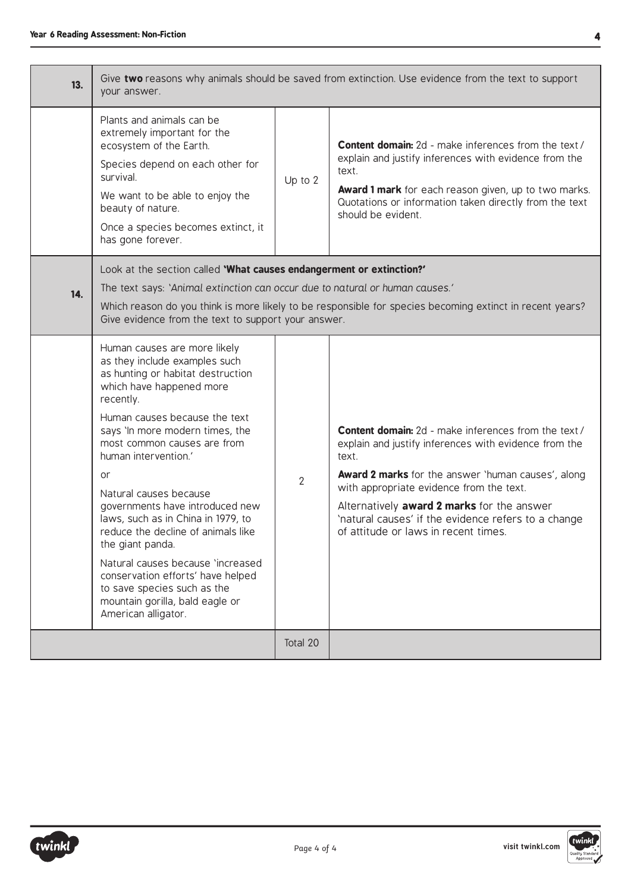| | | | |
|---|---|---|---|
| **13.** | Give **two** reasons why animals should be saved from extinction. Use evidence from the text to support your answer. | | |
| | Plants and animals can be extremely important for the ecosystem of the Earth.<br><br>Species depend on each other for survival.<br><br>We want to be able to enjoy the beauty of nature.<br><br>Once a species becomes extinct, it has gone forever. | Up to 2 | **Content domain:** 2d - make inferences from the text / explain and justify inferences with evidence from the text.<br><br>**Award 1 mark** for each reason given, up to two marks. Quotations or information taken directly from the text should be evident. |
| **14.** | Look at the section called **'What causes endangerment or extinction?'**<br><br>The text says: '*Animal extinction can occur due to natural or human causes.*'<br><br>Which reason do you think is more likely to be responsible for species becoming extinct in recent years? Give evidence from the text to support your answer. | | |
| | Human causes are more likely as they include examples such as hunting or habitat destruction which have happened more recently.<br><br>Human causes because the text says 'In more modern times, the most common causes are from human intervention.'<br><br>or<br><br>Natural causes because governments have introduced new laws, such as in China in 1979, to reduce the decline of animals like the giant panda.<br><br>Natural causes because 'increased conservation efforts' have helped to save species such as the mountain gorilla, bald eagle or American alligator. | 2 | **Content domain:** 2d - make inferences from the text / explain and justify inferences with evidence from the text.<br><br>**Award 2 marks** for the answer 'human causes', along with appropriate evidence from the text.<br><br>Alternatively **award 2 marks** for the answer 'natural causes' if the evidence refers to a change of attitude or laws in recent times. |
| | | Total 20 | |